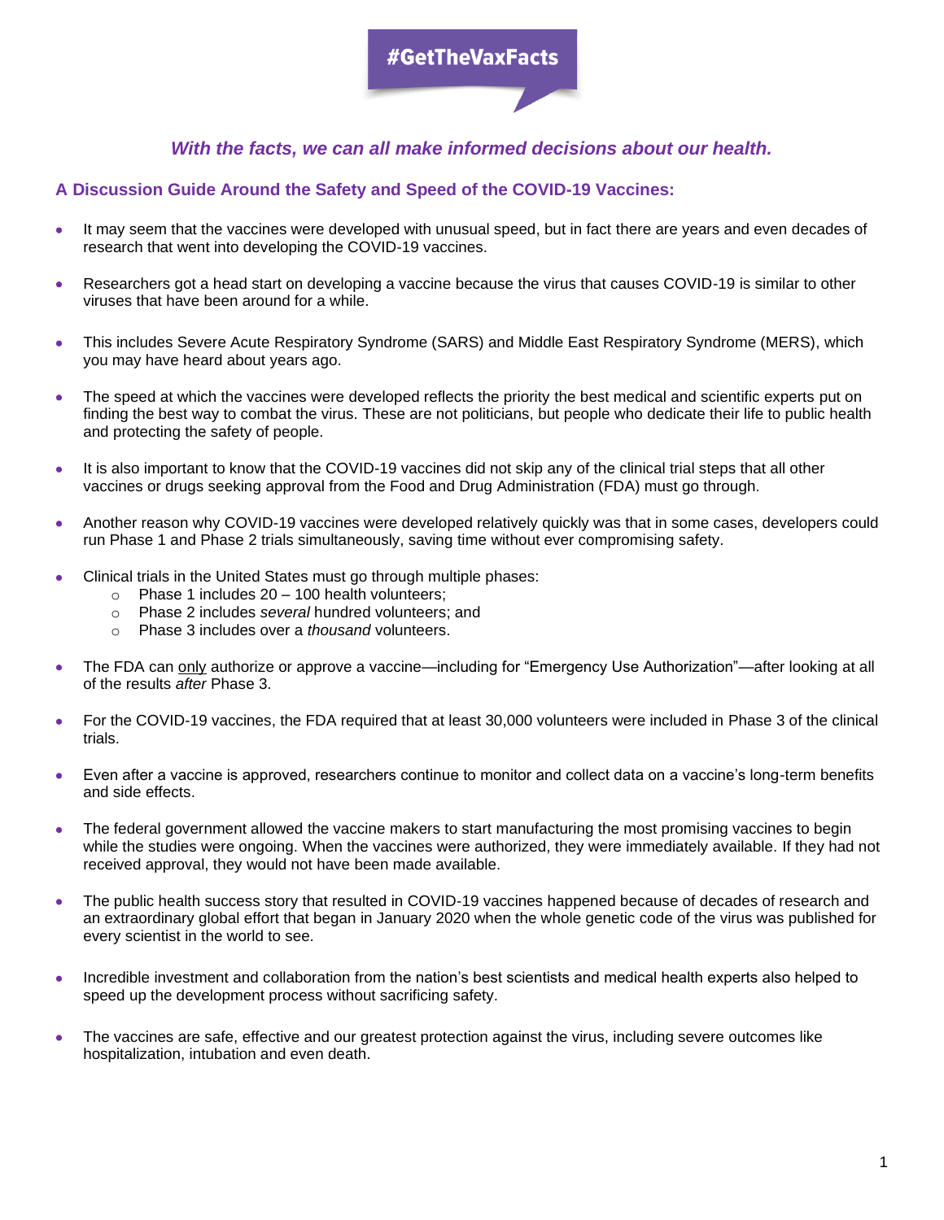**#GetTheVaxFacts**

***With the facts, we can all make informed decisions about our health.***

## A Discussion Guide Around the Safety and Speed of the COVID-19 Vaccines:

- It may seem that the vaccines were developed with unusual speed, but in fact there are years and even decades of research that went into developing the COVID-19 vaccines.
- Researchers got a head start on developing a vaccine because the virus that causes COVID-19 is similar to other viruses that have been around for a while.
- This includes Severe Acute Respiratory Syndrome (SARS) and Middle East Respiratory Syndrome (MERS), which you may have heard about years ago.
- The speed at which the vaccines were developed reflects the priority the best medical and scientific experts put on finding the best way to combat the virus. These are not politicians, but people who dedicate their life to public health and protecting the safety of people.
- It is also important to know that the COVID-19 vaccines did not skip any of the clinical trial steps that all other vaccines or drugs seeking approval from the Food and Drug Administration (FDA) must go through.
- Another reason why COVID-19 vaccines were developed relatively quickly was that in some cases, developers could run Phase 1 and Phase 2 trials simultaneously, saving time without ever compromising safety.
- Clinical trials in the United States must go through multiple phases:
  - Phase 1 includes 20 – 100 health volunteers;
  - Phase 2 includes *several* hundred volunteers; and
  - Phase 3 includes over a *thousand* volunteers.
- The FDA can <u>only</u> authorize or approve a vaccine—including for "Emergency Use Authorization"—after looking at all of the results *after* Phase 3.
- For the COVID-19 vaccines, the FDA required that at least 30,000 volunteers were included in Phase 3 of the clinical trials.
- Even after a vaccine is approved, researchers continue to monitor and collect data on a vaccine's long-term benefits and side effects.
- The federal government allowed the vaccine makers to start manufacturing the most promising vaccines to begin while the studies were ongoing. When the vaccines were authorized, they were immediately available. If they had not received approval, they would not have been made available.
- The public health success story that resulted in COVID-19 vaccines happened because of decades of research and an extraordinary global effort that began in January 2020 when the whole genetic code of the virus was published for every scientist in the world to see.
- Incredible investment and collaboration from the nation's best scientists and medical health experts also helped to speed up the development process without sacrificing safety.
- The vaccines are safe, effective and our greatest protection against the virus, including severe outcomes like hospitalization, intubation and even death.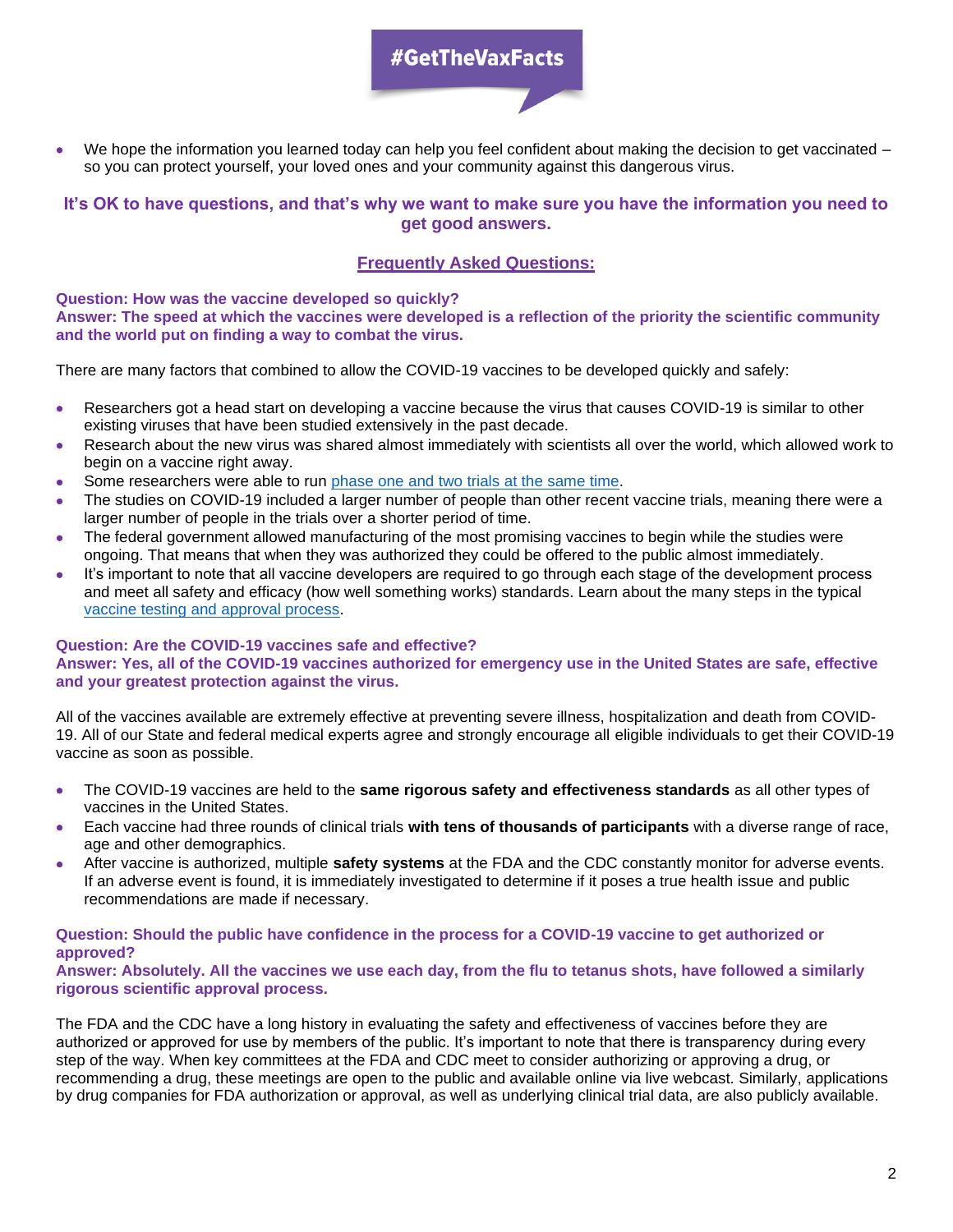**#GetTheVaxFacts**

- We hope the information you learned today can help you feel confident about making the decision to get vaccinated – so you can protect yourself, your loved ones and your community against this dangerous virus.

**It's OK to have questions, and that's why we want to make sure you have the information you need to get good answers.**

## Frequently Asked Questions:

**Question: How was the vaccine developed so quickly?**
**Answer: The speed at which the vaccines were developed is a reflection of the priority the scientific community and the world put on finding a way to combat the virus.**

There are many factors that combined to allow the COVID-19 vaccines to be developed quickly and safely:

- Researchers got a head start on developing a vaccine because the virus that causes COVID-19 is similar to other existing viruses that have been studied extensively in the past decade.
- Research about the new virus was shared almost immediately with scientists all over the world, which allowed work to begin on a vaccine right away.
- Some researchers were able to run phase one and two trials at the same time.
- The studies on COVID-19 included a larger number of people than other recent vaccine trials, meaning there were a larger number of people in the trials over a shorter period of time.
- The federal government allowed manufacturing of the most promising vaccines to begin while the studies were ongoing. That means that when they was authorized they could be offered to the public almost immediately.
- It's important to note that all vaccine developers are required to go through each stage of the development process and meet all safety and efficacy (how well something works) standards. Learn about the many steps in the typical vaccine testing and approval process.

**Question: Are the COVID-19 vaccines safe and effective?**
**Answer: Yes, all of the COVID-19 vaccines authorized for emergency use in the United States are safe, effective and your greatest protection against the virus.**

All of the vaccines available are extremely effective at preventing severe illness, hospitalization and death from COVID-19. All of our State and federal medical experts agree and strongly encourage all eligible individuals to get their COVID-19 vaccine as soon as possible.

- The COVID-19 vaccines are held to the **same rigorous safety and effectiveness standards** as all other types of vaccines in the United States.
- Each vaccine had three rounds of clinical trials **with tens of thousands of participants** with a diverse range of race, age and other demographics.
- After vaccine is authorized, multiple **safety systems** at the FDA and the CDC constantly monitor for adverse events. If an adverse event is found, it is immediately investigated to determine if it poses a true health issue and public recommendations are made if necessary.

**Question: Should the public have confidence in the process for a COVID-19 vaccine to get authorized or approved?**
**Answer: Absolutely. All the vaccines we use each day, from the flu to tetanus shots, have followed a similarly rigorous scientific approval process.**

The FDA and the CDC have a long history in evaluating the safety and effectiveness of vaccines before they are authorized or approved for use by members of the public. It's important to note that there is transparency during every step of the way. When key committees at the FDA and CDC meet to consider authorizing or approving a drug, or recommending a drug, these meetings are open to the public and available online via live webcast. Similarly, applications by drug companies for FDA authorization or approval, as well as underlying clinical trial data, are also publicly available.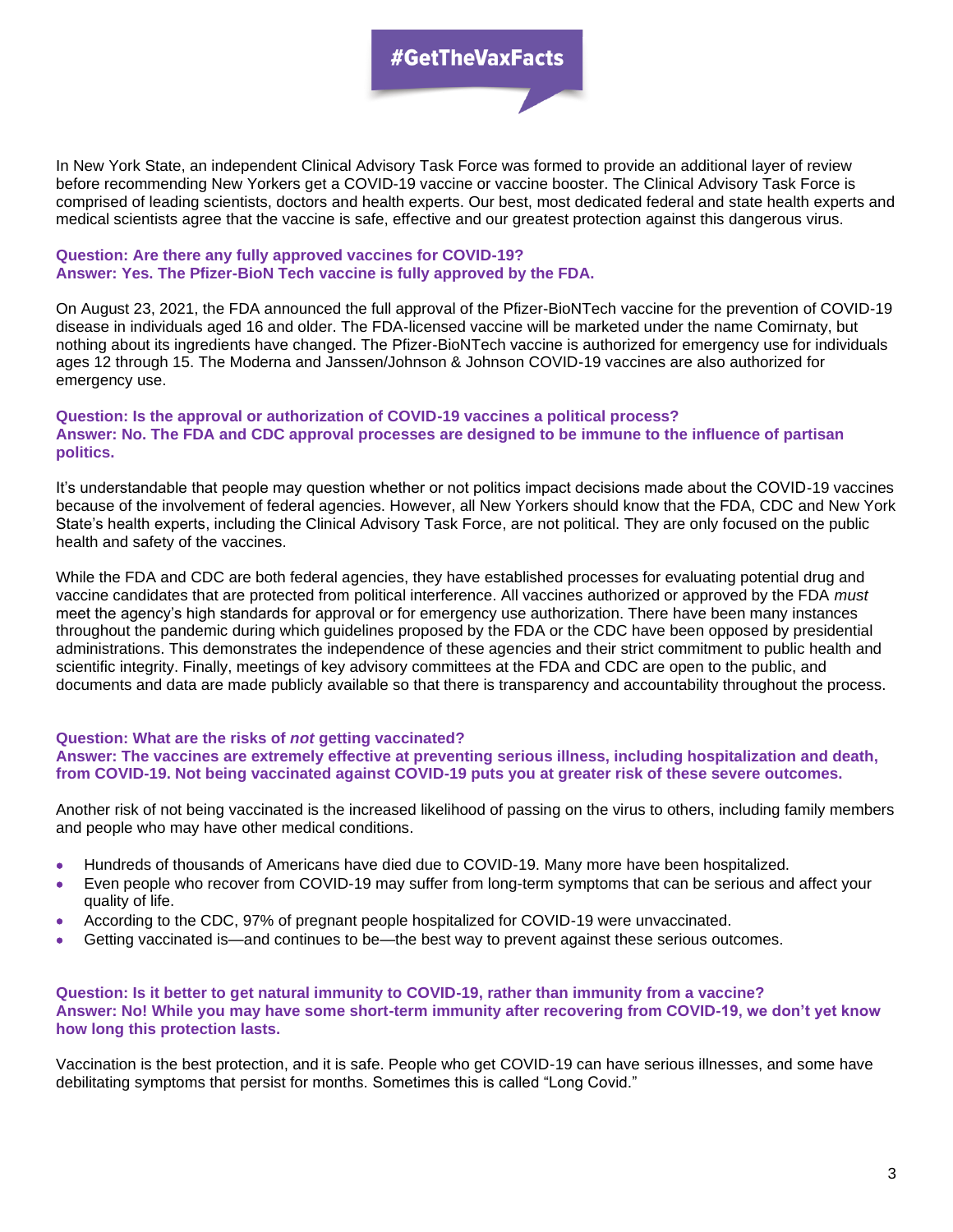#GetTheVaxFacts

In New York State, an independent Clinical Advisory Task Force was formed to provide an additional layer of review before recommending New Yorkers get a COVID-19 vaccine or vaccine booster. The Clinical Advisory Task Force is comprised of leading scientists, doctors and health experts. Our best, most dedicated federal and state health experts and medical scientists agree that the vaccine is safe, effective and our greatest protection against this dangerous virus.

**Question: Are there any fully approved vaccines for COVID-19?**
**Answer: Yes. The Pfizer-BioN Tech vaccine is fully approved by the FDA.**

On August 23, 2021, the FDA announced the full approval of the Pfizer-BioNTech vaccine for the prevention of COVID-19 disease in individuals aged 16 and older. The FDA-licensed vaccine will be marketed under the name Comirnaty, but nothing about its ingredients have changed. The Pfizer-BioNTech vaccine is authorized for emergency use for individuals ages 12 through 15. The Moderna and Janssen/Johnson & Johnson COVID-19 vaccines are also authorized for emergency use.

**Question: Is the approval or authorization of COVID-19 vaccines a political process?**
**Answer: No. The FDA and CDC approval processes are designed to be immune to the influence of partisan politics.**

It's understandable that people may question whether or not politics impact decisions made about the COVID-19 vaccines because of the involvement of federal agencies. However, all New Yorkers should know that the FDA, CDC and New York State's health experts, including the Clinical Advisory Task Force, are not political. They are only focused on the public health and safety of the vaccines.

While the FDA and CDC are both federal agencies, they have established processes for evaluating potential drug and vaccine candidates that are protected from political interference. All vaccines authorized or approved by the FDA *must* meet the agency's high standards for approval or for emergency use authorization. There have been many instances throughout the pandemic during which guidelines proposed by the FDA or the CDC have been opposed by presidential administrations. This demonstrates the independence of these agencies and their strict commitment to public health and scientific integrity. Finally, meetings of key advisory committees at the FDA and CDC are open to the public, and documents and data are made publicly available so that there is transparency and accountability throughout the process.

**Question: What are the risks of *not* getting vaccinated?**
**Answer: The vaccines are extremely effective at preventing serious illness, including hospitalization and death, from COVID-19. Not being vaccinated against COVID-19 puts you at greater risk of these severe outcomes.**

Another risk of not being vaccinated is the increased likelihood of passing on the virus to others, including family members and people who may have other medical conditions.

- Hundreds of thousands of Americans have died due to COVID-19. Many more have been hospitalized.
- Even people who recover from COVID-19 may suffer from long-term symptoms that can be serious and affect your quality of life.
- According to the CDC, 97% of pregnant people hospitalized for COVID-19 were unvaccinated.
- Getting vaccinated is—and continues to be—the best way to prevent against these serious outcomes.

**Question: Is it better to get natural immunity to COVID-19, rather than immunity from a vaccine?**
**Answer: No! While you may have some short-term immunity after recovering from COVID-19, we don't yet know how long this protection lasts.**

Vaccination is the best protection, and it is safe. People who get COVID-19 can have serious illnesses, and some have debilitating symptoms that persist for months. Sometimes this is called "Long Covid."